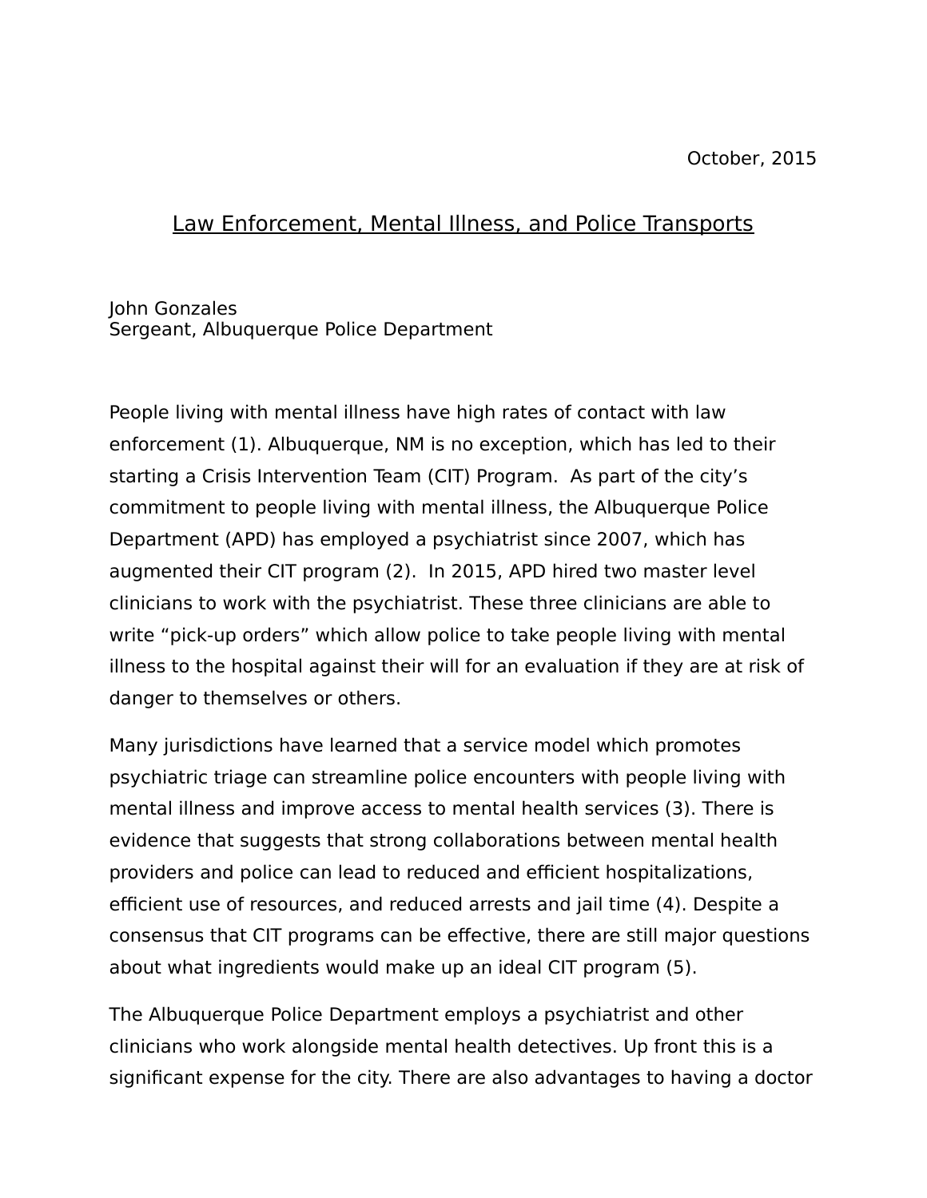October, 2015

# Law Enforcement, Mental Illness, and Police Transports

John Gonzales
Sergeant, Albuquerque Police Department

People living with mental illness have high rates of contact with law enforcement (1). Albuquerque, NM is no exception, which has led to their starting a Crisis Intervention Team (CIT) Program. As part of the city's commitment to people living with mental illness, the Albuquerque Police Department (APD) has employed a psychiatrist since 2007, which has augmented their CIT program (2). In 2015, APD hired two master level clinicians to work with the psychiatrist. These three clinicians are able to write "pick-up orders" which allow police to take people living with mental illness to the hospital against their will for an evaluation if they are at risk of danger to themselves or others.

Many jurisdictions have learned that a service model which promotes psychiatric triage can streamline police encounters with people living with mental illness and improve access to mental health services (3). There is evidence that suggests that strong collaborations between mental health providers and police can lead to reduced and efficient hospitalizations, efficient use of resources, and reduced arrests and jail time (4). Despite a consensus that CIT programs can be effective, there are still major questions about what ingredients would make up an ideal CIT program (5).

The Albuquerque Police Department employs a psychiatrist and other clinicians who work alongside mental health detectives. Up front this is a significant expense for the city. There are also advantages to having a doctor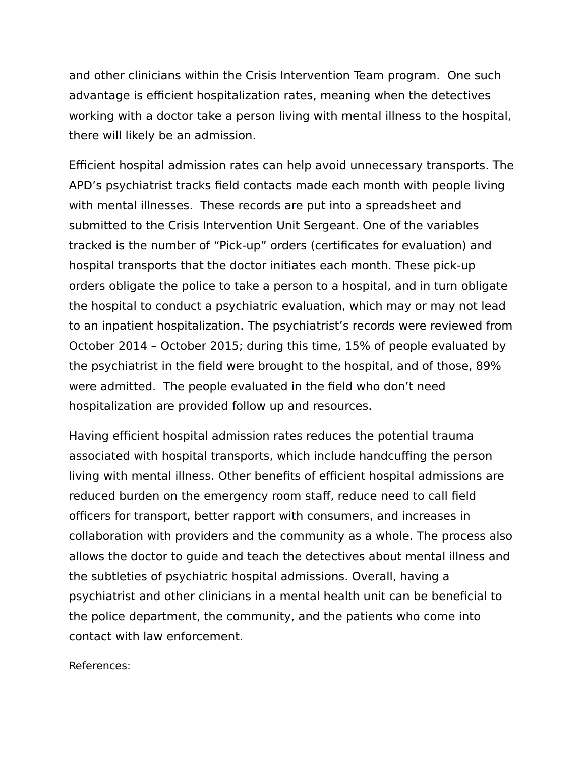and other clinicians within the Crisis Intervention Team program. One such advantage is efficient hospitalization rates, meaning when the detectives working with a doctor take a person living with mental illness to the hospital, there will likely be an admission.

Efficient hospital admission rates can help avoid unnecessary transports. The APD's psychiatrist tracks field contacts made each month with people living with mental illnesses. These records are put into a spreadsheet and submitted to the Crisis Intervention Unit Sergeant. One of the variables tracked is the number of "Pick-up" orders (certificates for evaluation) and hospital transports that the doctor initiates each month. These pick-up orders obligate the police to take a person to a hospital, and in turn obligate the hospital to conduct a psychiatric evaluation, which may or may not lead to an inpatient hospitalization. The psychiatrist's records were reviewed from October 2014 – October 2015; during this time, 15% of people evaluated by the psychiatrist in the field were brought to the hospital, and of those, 89% were admitted. The people evaluated in the field who don't need hospitalization are provided follow up and resources.

Having efficient hospital admission rates reduces the potential trauma associated with hospital transports, which include handcuffing the person living with mental illness. Other benefits of efficient hospital admissions are reduced burden on the emergency room staff, reduce need to call field officers for transport, better rapport with consumers, and increases in collaboration with providers and the community as a whole. The process also allows the doctor to guide and teach the detectives about mental illness and the subtleties of psychiatric hospital admissions. Overall, having a psychiatrist and other clinicians in a mental health unit can be beneficial to the police department, the community, and the patients who come into contact with law enforcement.

References: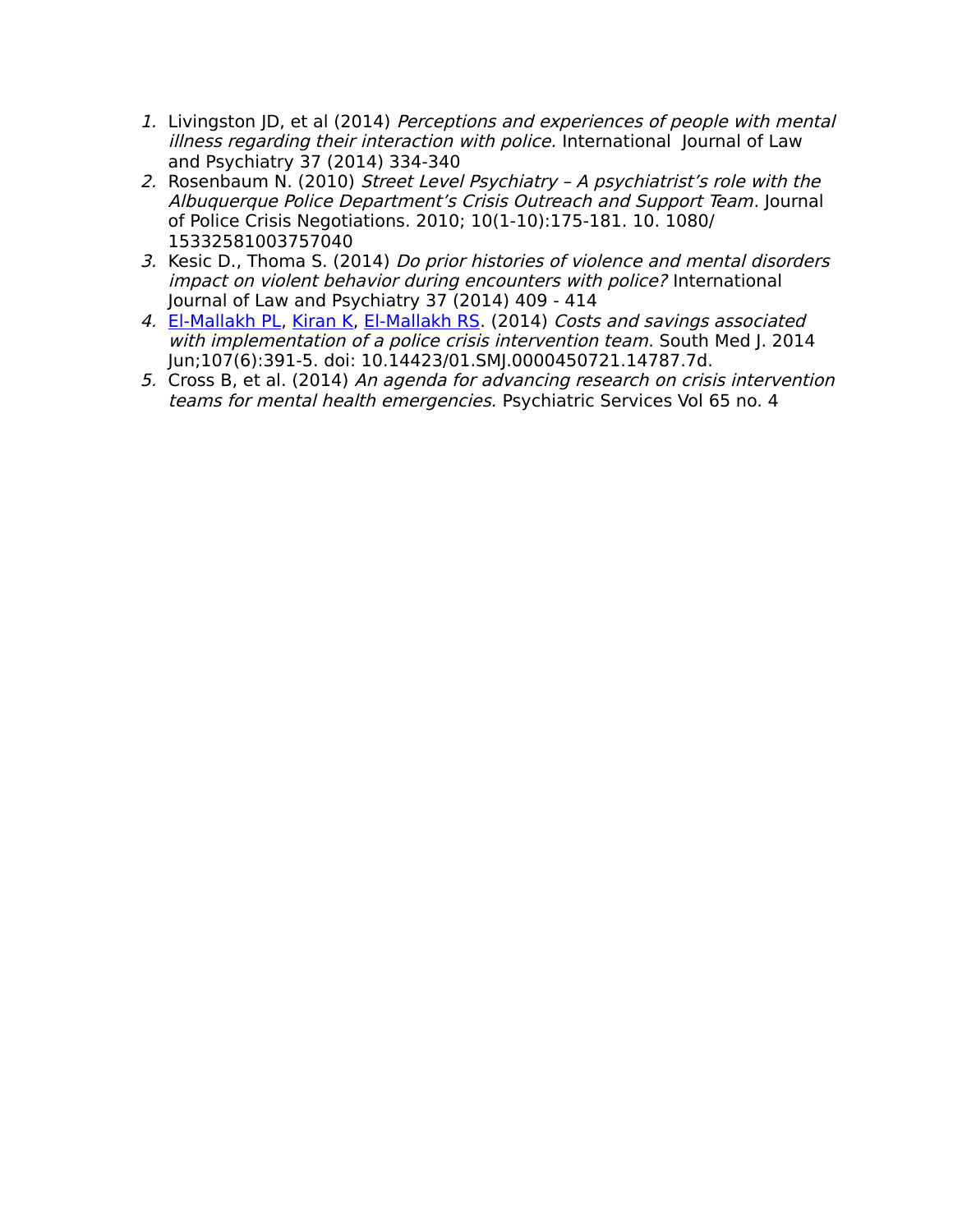1. Livingston JD, et al (2014) *Perceptions and experiences of people with mental illness regarding their interaction with police.* International  Journal of Law and Psychiatry 37 (2014) 334-340
2. Rosenbaum N. (2010) *Street Level Psychiatry – A psychiatrist's role with the Albuquerque Police Department's Crisis Outreach and Support Team*. Journal of Police Crisis Negotiations. 2010; 10(1-10):175-181. 10. 1080/ 15332581003757040
3. Kesic D., Thoma S. (2014) *Do prior histories of violence and mental disorders impact on violent behavior during encounters with police?* International Journal of Law and Psychiatry 37 (2014) 409 - 414
4. El-Mallakh PL, Kiran K, El-Mallakh RS. (2014) *Costs and savings associated with implementation of a police crisis intervention team*. South Med J. 2014 Jun;107(6):391-5. doi: 10.14423/01.SMJ.0000450721.14787.7d.
5. Cross B, et al. (2014) *An agenda for advancing research on crisis intervention teams for mental health emergencies.* Psychiatric Services Vol 65 no. 4